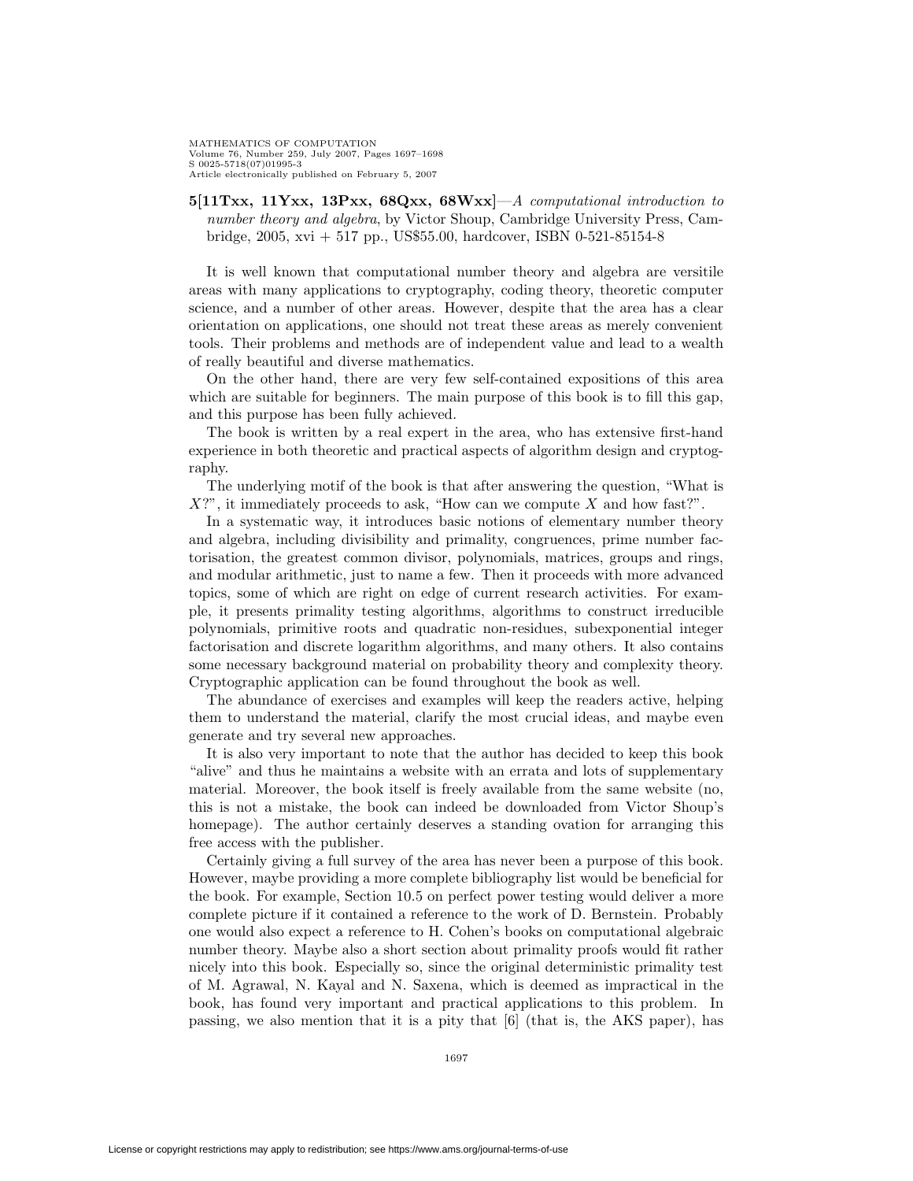**5[11Txx, 11Yxx, 13Pxx, 68Qxx, 68Wxx]**—*A computational introduction to number theory and algebra*, by Victor Shoup, Cambridge University Press, Cambridge, 2005, xvi + 517 pp., US$55.00, hardcover, ISBN 0-521-85154-8

It is well known that computational number theory and algebra are versitile areas with many applications to cryptography, coding theory, theoretic computer science, and a number of other areas. However, despite that the area has a clear orientation on applications, one should not treat these areas as merely convenient tools. Their problems and methods are of independent value and lead to a wealth of really beautiful and diverse mathematics.

On the other hand, there are very few self-contained expositions of this area which are suitable for beginners. The main purpose of this book is to fill this gap, and this purpose has been fully achieved.

The book is written by a real expert in the area, who has extensive first-hand experience in both theoretic and practical aspects of algorithm design and cryptography.

The underlying motif of the book is that after answering the question, "What is $X$?", it immediately proceeds to ask, "How can we compute $X$ and how fast?".

In a systematic way, it introduces basic notions of elementary number theory and algebra, including divisibility and primality, congruences, prime number factorisation, the greatest common divisor, polynomials, matrices, groups and rings, and modular arithmetic, just to name a few. Then it proceeds with more advanced topics, some of which are right on edge of current research activities. For example, it presents primality testing algorithms, algorithms to construct irreducible polynomials, primitive roots and quadratic non-residues, subexponential integer factorisation and discrete logarithm algorithms, and many others. It also contains some necessary background material on probability theory and complexity theory. Cryptographic application can be found throughout the book as well.

The abundance of exercises and examples will keep the readers active, helping them to understand the material, clarify the most crucial ideas, and maybe even generate and try several new approaches.

It is also very important to note that the author has decided to keep this book "alive" and thus he maintains a website with an errata and lots of supplementary material. Moreover, the book itself is freely available from the same website (no, this is not a mistake, the book can indeed be downloaded from Victor Shoup's homepage). The author certainly deserves a standing ovation for arranging this free access with the publisher.

Certainly giving a full survey of the area has never been a purpose of this book. However, maybe providing a more complete bibliography list would be beneficial for the book. For example, Section 10.5 on perfect power testing would deliver a more complete picture if it contained a reference to the work of D. Bernstein. Probably one would also expect a reference to H. Cohen's books on computational algebraic number theory. Maybe also a short section about primality proofs would fit rather nicely into this book. Especially so, since the original deterministic primality test of M. Agrawal, N. Kayal and N. Saxena, which is deemed as impractical in the book, has found very important and practical applications to this problem. In passing, we also mention that it is a pity that [6] (that is, the AKS paper), has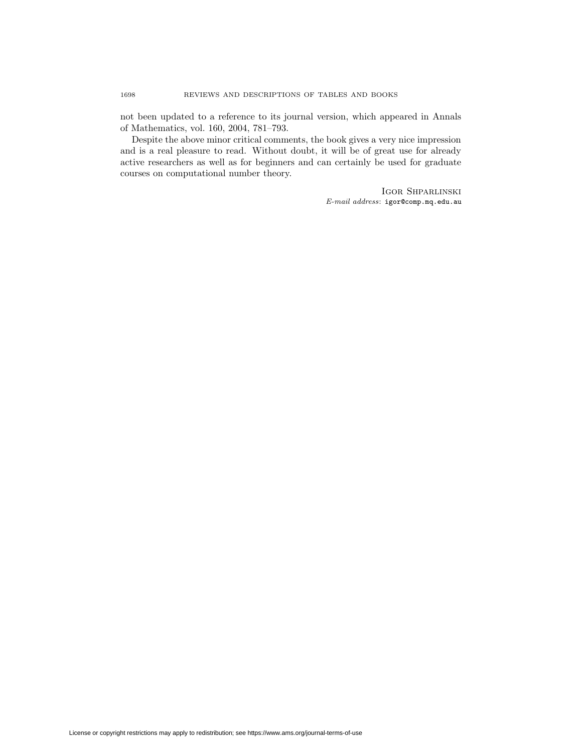not been updated to a reference to its journal version, which appeared in Annals of Mathematics, vol. 160, 2004, 781–793.

Despite the above minor critical comments, the book gives a very nice impression and is a real pleasure to read. Without doubt, it will be of great use for already active researchers as well as for beginners and can certainly be used for graduate courses on computational number theory.

Igor Shparlinski
*E-mail address*: igor@comp.mq.edu.au